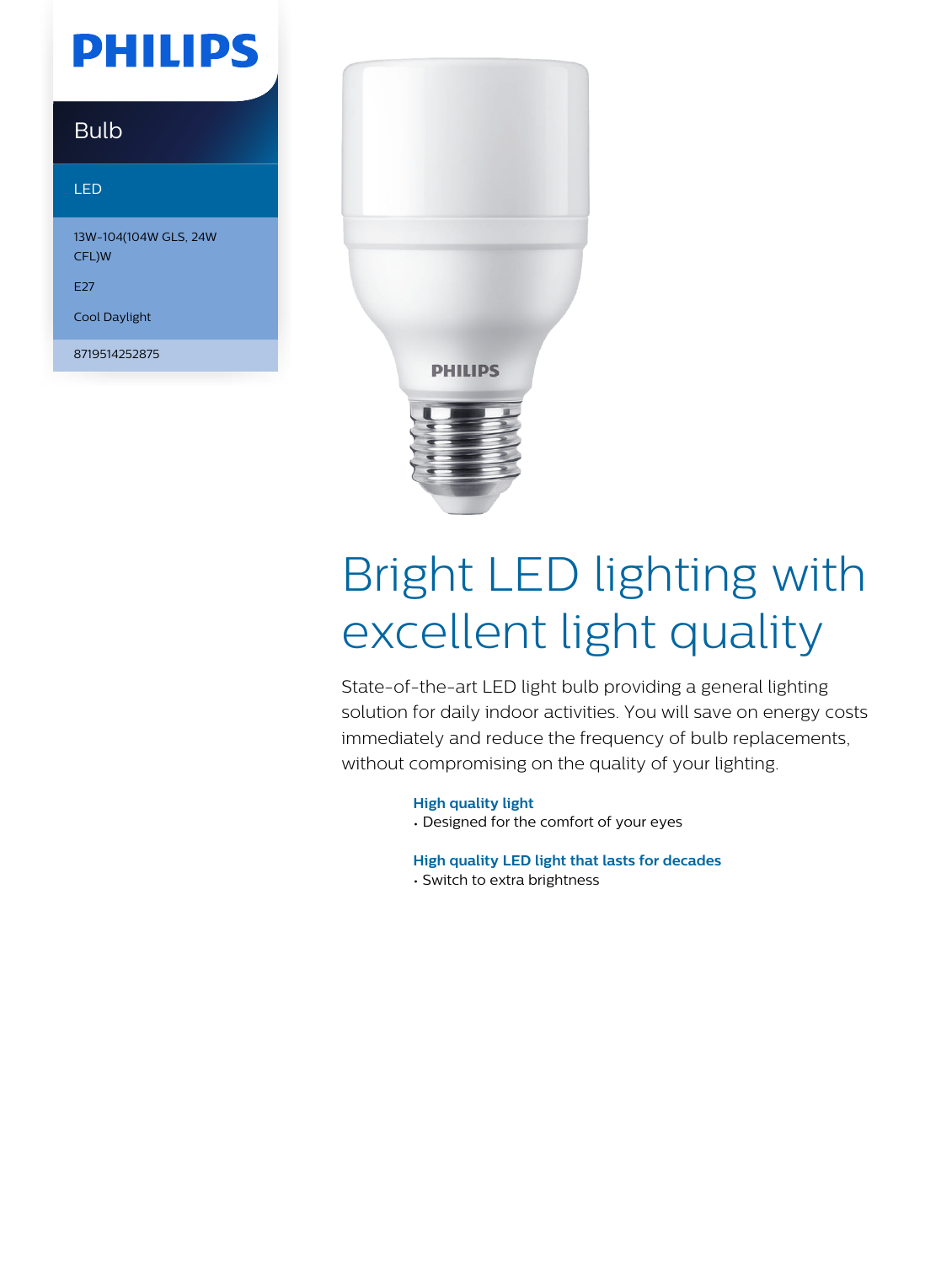# PHILIPS

## Bulb

LED

13W-104(104W GLS, 24W CFL)W

E27

Cool Daylight

8719514252875

# Bright LED lighting with excellent light quality

State-of-the-art LED light bulb providing a general lighting solution for daily indoor activities. You will save on energy costs immediately and reduce the frequency of bulb replacements, without compromising on the quality of your lighting.

**High quality light**

- Designed for the comfort of your eyes

**High quality LED light that lasts for decades**

- Switch to extra brightness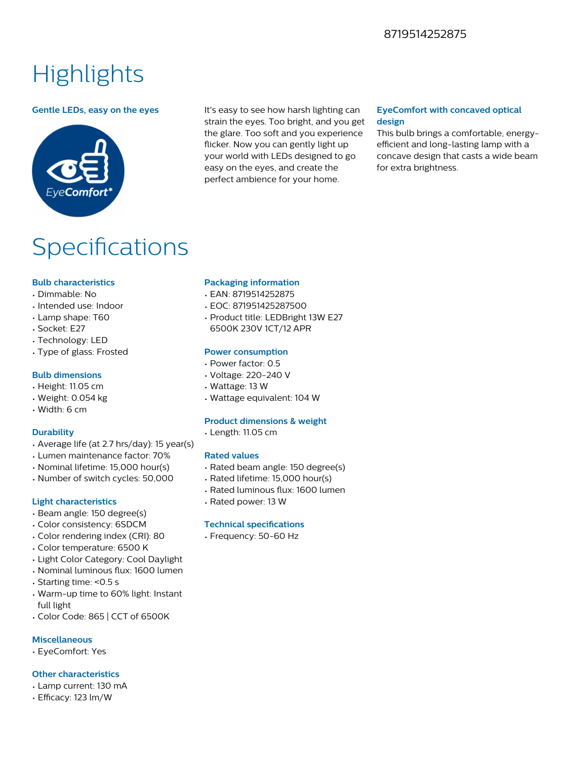8719514252875

# Highlights

### Gentle LEDs, easy on the eyes

It's easy to see how harsh lighting can strain the eyes. Too bright, and you get the glare. Too soft and you experience flicker. Now you can gently light up your world with LEDs designed to go easy on the eyes, and create the perfect ambience for your home.

### EyeComfort with concaved optical design

This bulb brings a comfortable, energy-efficient and long-lasting lamp with a concave design that casts a wide beam for extra brightness.

# Specifications

### Bulb characteristics

- Dimmable: No
- Intended use: Indoor
- Lamp shape: T60
- Socket: E27
- Technology: LED
- Type of glass: Frosted

### Bulb dimensions

- Height: 11.05 cm
- Weight: 0.054 kg
- Width: 6 cm

### Durability

- Average life (at 2.7 hrs/day): 15 year(s)
- Lumen maintenance factor: 70%
- Nominal lifetime: 15,000 hour(s)
- Number of switch cycles: 50,000

### Light characteristics

- Beam angle: 150 degree(s)
- Color consistency: 6SDCM
- Color rendering index (CRI): 80
- Color temperature: 6500 K
- Light Color Category: Cool Daylight
- Nominal luminous flux: 1600 lumen
- Starting time: <0.5 s
- Warm-up time to 60% light: Instant full light
- Color Code: 865 | CCT of 6500K

### Miscellaneous

- EyeComfort: Yes

### Other characteristics

- Lamp current: 130 mA
- Efficacy: 123 lm/W

### Packaging information

- EAN: 8719514252875
- EOC: 871951425287500
- Product title: LEDBright 13W E27 6500K 230V 1CT/12 APR

### Power consumption

- Power factor: 0.5
- Voltage: 220-240 V
- Wattage: 13 W
- Wattage equivalent: 104 W

### Product dimensions & weight

- Length: 11.05 cm

### Rated values

- Rated beam angle: 150 degree(s)
- Rated lifetime: 15,000 hour(s)
- Rated luminous flux: 1600 lumen
- Rated power: 13 W

### Technical specifications

- Frequency: 50-60 Hz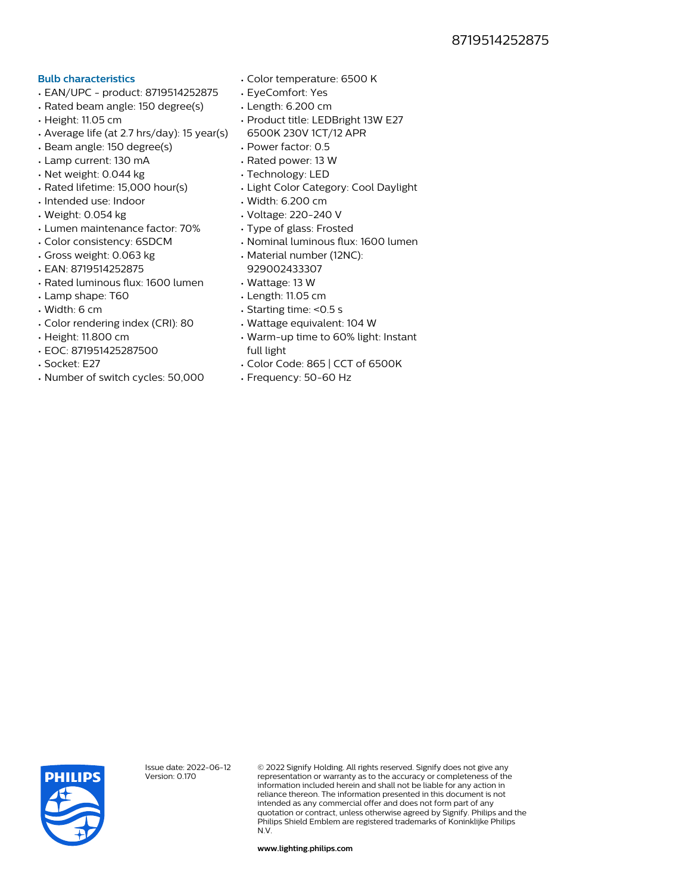## Bulb characteristics

- EAN/UPC - product: 8719514252875
- Rated beam angle: 150 degree(s)
- Height: 11.05 cm
- Average life (at 2.7 hrs/day): 15 year(s)
- Beam angle: 150 degree(s)
- Lamp current: 130 mA
- Net weight: 0.044 kg
- Rated lifetime: 15,000 hour(s)
- Intended use: Indoor
- Weight: 0.054 kg
- Lumen maintenance factor: 70%
- Color consistency: 6SDCM
- Gross weight: 0.063 kg
- EAN: 8719514252875
- Rated luminous flux: 1600 lumen
- Lamp shape: T60
- Width: 6 cm
- Color rendering index (CRI): 80
- Height: 11.800 cm
- EOC: 871951425287500
- Socket: E27
- Number of switch cycles: 50,000
- Color temperature: 6500 K
- EyeComfort: Yes
- Length: 6.200 cm
- Product title: LEDBright 13W E27 6500K 230V 1CT/12 APR
- Power factor: 0.5
- Rated power: 13 W
- Technology: LED
- Light Color Category: Cool Daylight
- Width: 6.200 cm
- Voltage: 220-240 V
- Type of glass: Frosted
- Nominal luminous flux: 1600 lumen
- Material number (12NC): 929002433307
- Wattage: 13 W
- Length: 11.05 cm
- Starting time: <0.5 s
- Wattage equivalent: 104 W
- Warm-up time to 60% light: Instant full light
- Color Code: 865 | CCT of 6500K
- Frequency: 50-60 Hz

Issue date: 2022-06-12
Version: 0.170

© 2022 Signify Holding. All rights reserved. Signify does not give any representation or warranty as to the accuracy or completeness of the information included herein and shall not be liable for any action in reliance thereon. The information presented in this document is not intended as any commercial offer and does not form part of any quotation or contract, unless otherwise agreed by Signify. Philips and the Philips Shield Emblem are registered trademarks of Koninklijke Philips N.V.

**www.lighting.philips.com**